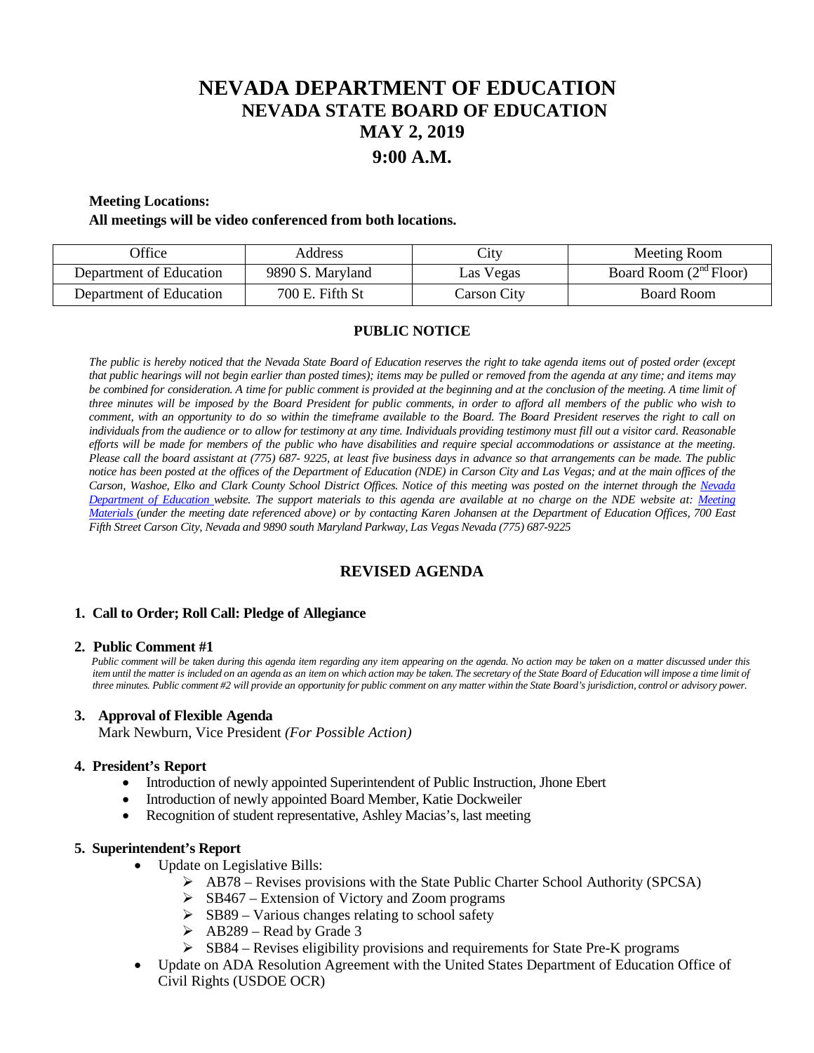# NEVADA DEPARTMENT OF EDUCATION
## NEVADA STATE BOARD OF EDUCATION
## MAY 2, 2019
## 9:00 A.M.

**Meeting Locations:**
**All meetings will be video conferenced from both locations.**

| Office | Address | City | Meeting Room |
|---|---|---|---|
| Department of Education | 9890 S. Maryland | Las Vegas | Board Room (2nd Floor) |
| Department of Education | 700 E. Fifth St | Carson City | Board Room |

### PUBLIC NOTICE

*The public is hereby noticed that the Nevada State Board of Education reserves the right to take agenda items out of posted order (except that public hearings will not begin earlier than posted times); items may be pulled or removed from the agenda at any time; and items may be combined for consideration. A time for public comment is provided at the beginning and at the conclusion of the meeting. A time limit of three minutes will be imposed by the Board President for public comments, in order to afford all members of the public who wish to comment, with an opportunity to do so within the timeframe available to the Board. The Board President reserves the right to call on individuals from the audience or to allow for testimony at any time. Individuals providing testimony must fill out a visitor card. Reasonable efforts will be made for members of the public who have disabilities and require special accommodations or assistance at the meeting. Please call the board assistant at (775) 687- 9225, at least five business days in advance so that arrangements can be made. The public notice has been posted at the offices of the Department of Education (NDE) in Carson City and Las Vegas; and at the main offices of the Carson, Washoe, Elko and Clark County School District Offices. Notice of this meeting was posted on the internet through the Nevada Department of Education website. The support materials to this agenda are available at no charge on the NDE website at: Meeting Materials (under the meeting date referenced above) or by contacting Karen Johansen at the Department of Education Offices, 700 East Fifth Street Carson City, Nevada and 9890 south Maryland Parkway, Las Vegas Nevada (775) 687-9225*

### REVISED AGENDA

**1. Call to Order; Roll Call: Pledge of Allegiance**

**2. Public Comment #1**

*Public comment will be taken during this agenda item regarding any item appearing on the agenda. No action may be taken on a matter discussed under this item until the matter is included on an agenda as an item on which action may be taken. The secretary of the State Board of Education will impose a time limit of three minutes. Public comment #2 will provide an opportunity for public comment on any matter within the State Board's jurisdiction, control or advisory power.*

**3. Approval of Flexible Agenda**

Mark Newburn, Vice President *(For Possible Action)*

**4. President's Report**

- Introduction of newly appointed Superintendent of Public Instruction, Jhone Ebert
- Introduction of newly appointed Board Member, Katie Dockweiler
- Recognition of student representative, Ashley Macias's, last meeting

**5. Superintendent's Report**

- Update on Legislative Bills:
  - AB78 – Revises provisions with the State Public Charter School Authority (SPCSA)
  - SB467 – Extension of Victory and Zoom programs
  - SB89 – Various changes relating to school safety
  - AB289 – Read by Grade 3
  - SB84 – Revises eligibility provisions and requirements for State Pre-K programs
- Update on ADA Resolution Agreement with the United States Department of Education Office of Civil Rights (USDOE OCR)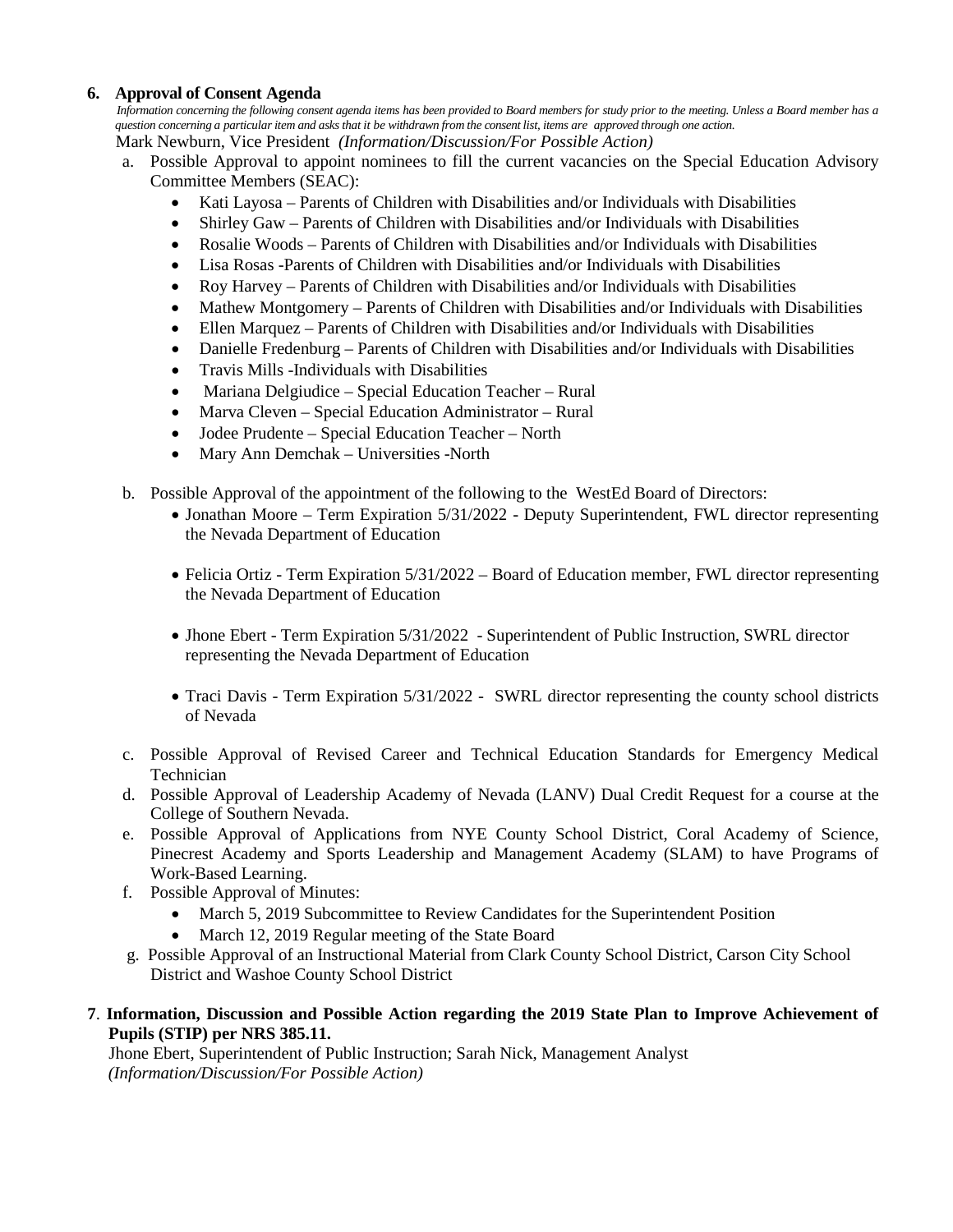**6. Approval of Consent Agenda**

*Information concerning the following consent agenda items has been provided to Board members for study prior to the meeting. Unless a Board member has a question concerning a particular item and asks that it be withdrawn from the consent list, items are approved through one action.*

Mark Newburn, Vice President *(Information/Discussion/For Possible Action)*

a. Possible Approval to appoint nominees to fill the current vacancies on the Special Education Advisory Committee Members (SEAC):
   - Kati Layosa – Parents of Children with Disabilities and/or Individuals with Disabilities
   - Shirley Gaw – Parents of Children with Disabilities and/or Individuals with Disabilities
   - Rosalie Woods – Parents of Children with Disabilities and/or Individuals with Disabilities
   - Lisa Rosas -Parents of Children with Disabilities and/or Individuals with Disabilities
   - Roy Harvey – Parents of Children with Disabilities and/or Individuals with Disabilities
   - Mathew Montgomery – Parents of Children with Disabilities and/or Individuals with Disabilities
   - Ellen Marquez – Parents of Children with Disabilities and/or Individuals with Disabilities
   - Danielle Fredenburg – Parents of Children with Disabilities and/or Individuals with Disabilities
   - Travis Mills -Individuals with Disabilities
   - Mariana Delgiudice – Special Education Teacher – Rural
   - Marva Cleven – Special Education Administrator – Rural
   - Jodee Prudente – Special Education Teacher – North
   - Mary Ann Demchak – Universities -North

b. Possible Approval of the appointment of the following to the WestEd Board of Directors:
   - Jonathan Moore – Term Expiration 5/31/2022 - Deputy Superintendent, FWL director representing the Nevada Department of Education
   - Felicia Ortiz - Term Expiration 5/31/2022 – Board of Education member, FWL director representing the Nevada Department of Education
   - Jhone Ebert - Term Expiration 5/31/2022 - Superintendent of Public Instruction, SWRL director representing the Nevada Department of Education
   - Traci Davis - Term Expiration 5/31/2022 - SWRL director representing the county school districts of Nevada

c. Possible Approval of Revised Career and Technical Education Standards for Emergency Medical Technician

d. Possible Approval of Leadership Academy of Nevada (LANV) Dual Credit Request for a course at the College of Southern Nevada.

e. Possible Approval of Applications from NYE County School District, Coral Academy of Science, Pinecrest Academy and Sports Leadership and Management Academy (SLAM) to have Programs of Work-Based Learning.

f. Possible Approval of Minutes:
   - March 5, 2019 Subcommittee to Review Candidates for the Superintendent Position
   - March 12, 2019 Regular meeting of the State Board

g. Possible Approval of an Instructional Material from Clark County School District, Carson City School District and Washoe County School District

**7. Information, Discussion and Possible Action regarding the 2019 State Plan to Improve Achievement of Pupils (STIP) per NRS 385.11.**

Jhone Ebert, Superintendent of Public Instruction; Sarah Nick, Management Analyst
*(Information/Discussion/For Possible Action)*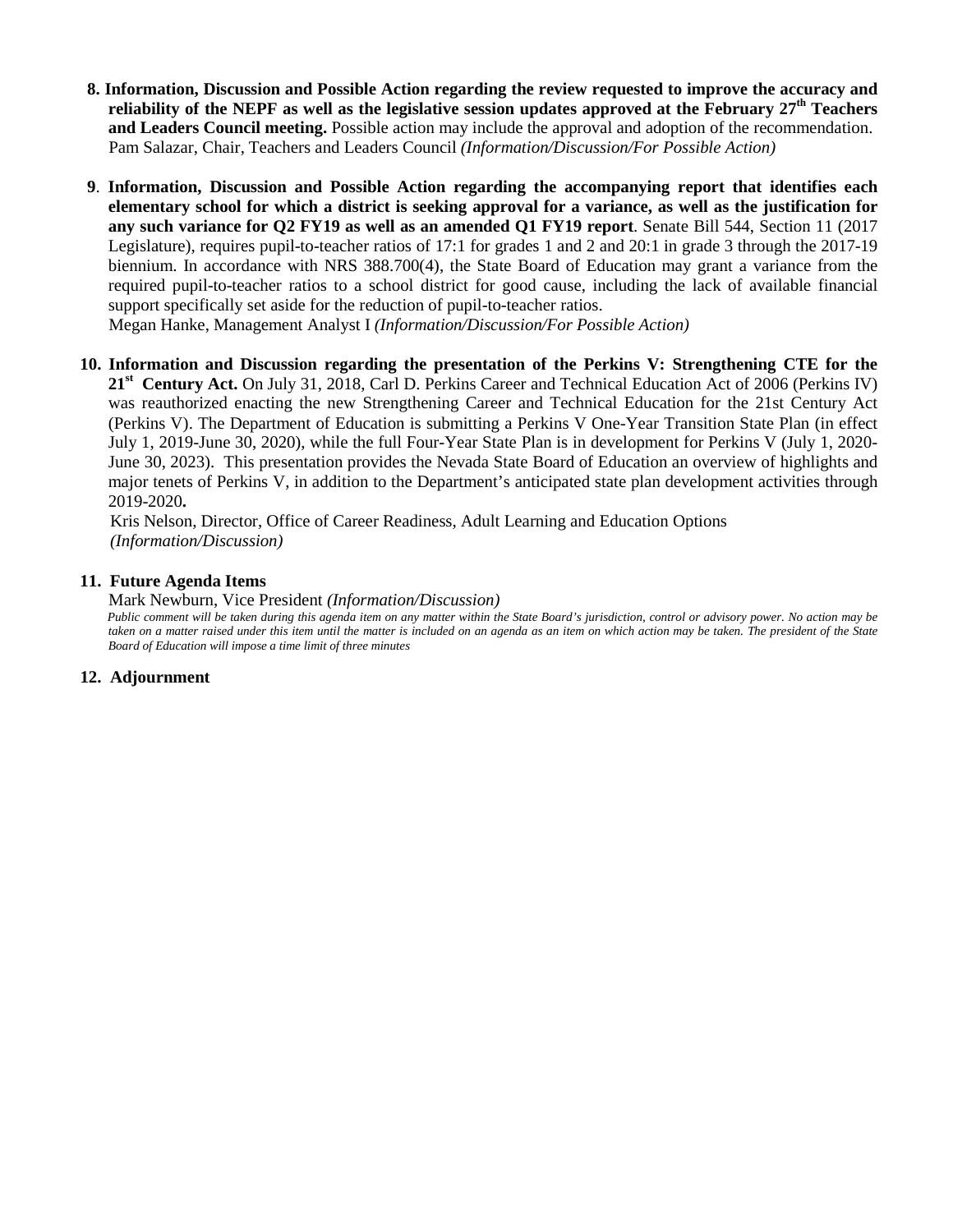8. **Information, Discussion and Possible Action regarding the review requested to improve the accuracy and reliability of the NEPF as well as the legislative session updates approved at the February 27th Teachers and Leaders Council meeting.** Possible action may include the approval and adoption of the recommendation.
   Pam Salazar, Chair, Teachers and Leaders Council *(Information/Discussion/For Possible Action)*

9. **Information, Discussion and Possible Action regarding the accompanying report that identifies each elementary school for which a district is seeking approval for a variance, as well as the justification for any such variance for Q2 FY19 as well as an amended Q1 FY19 report**. Senate Bill 544, Section 11 (2017 Legislature), requires pupil-to-teacher ratios of 17:1 for grades 1 and 2 and 20:1 in grade 3 through the 2017-19 biennium. In accordance with NRS 388.700(4), the State Board of Education may grant a variance from the required pupil-to-teacher ratios to a school district for good cause, including the lack of available financial support specifically set aside for the reduction of pupil-to-teacher ratios.
   Megan Hanke, Management Analyst I *(Information/Discussion/For Possible Action)*

10. **Information and Discussion regarding the presentation of the Perkins V: Strengthening CTE for the 21st Century Act.** On July 31, 2018, Carl D. Perkins Career and Technical Education Act of 2006 (Perkins IV) was reauthorized enacting the new Strengthening Career and Technical Education for the 21st Century Act (Perkins V). The Department of Education is submitting a Perkins V One-Year Transition State Plan (in effect July 1, 2019-June 30, 2020), while the full Four-Year State Plan is in development for Perkins V (July 1, 2020-June 30, 2023). This presentation provides the Nevada State Board of Education an overview of highlights and major tenets of Perkins V, in addition to the Department's anticipated state plan development activities through 2019-2020**.**
    Kris Nelson, Director, Office of Career Readiness, Adult Learning and Education Options
    *(Information/Discussion)*

11. **Future Agenda Items**
    Mark Newburn, Vice President *(Information/Discussion)*
    *Public comment will be taken during this agenda item on any matter within the State Board's jurisdiction, control or advisory power. No action may be taken on a matter raised under this item until the matter is included on an agenda as an item on which action may be taken. The president of the State Board of Education will impose a time limit of three minutes*

12. **Adjournment**